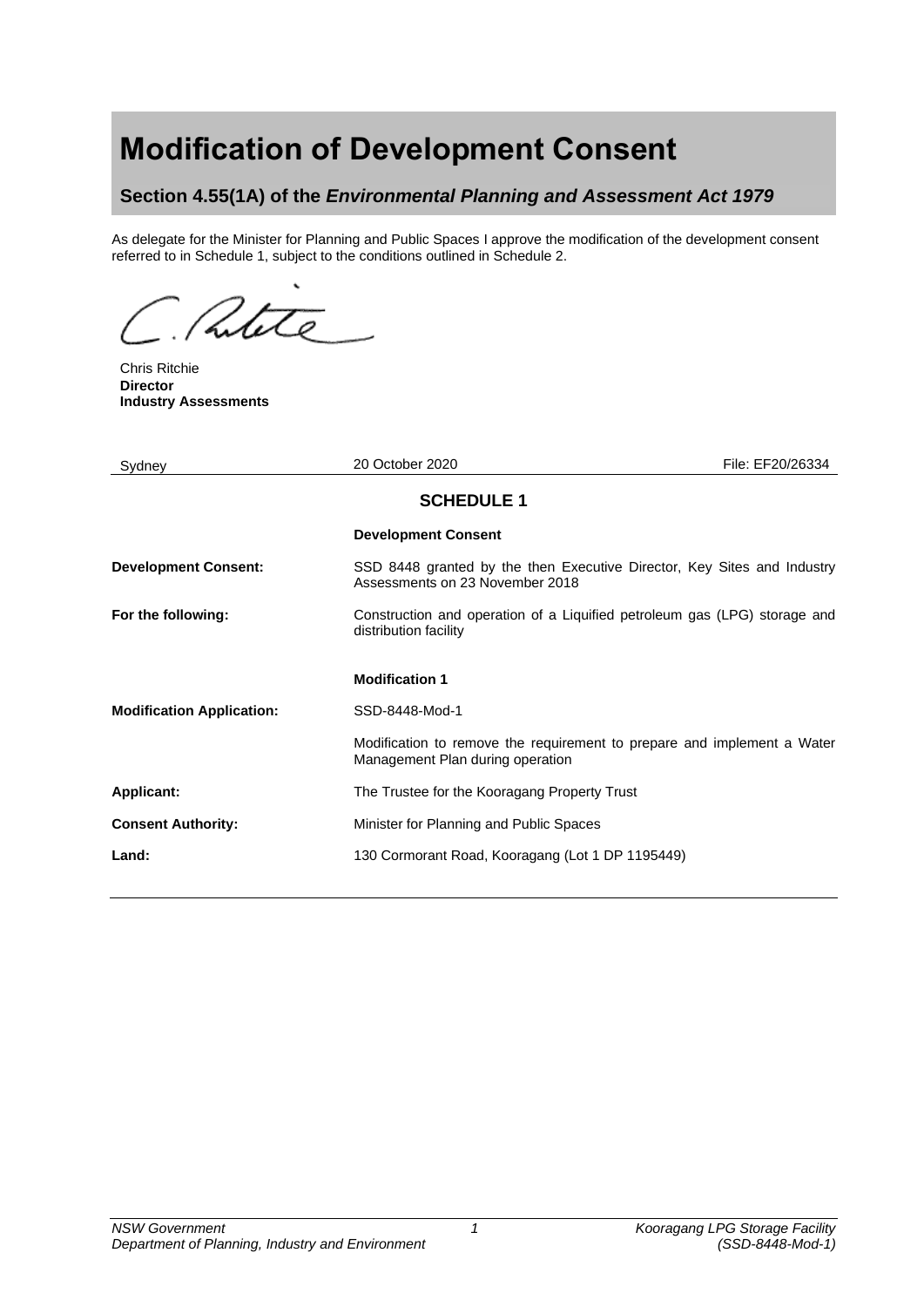# Modification of Development Consent

## Section 4.55(1A) of the *Environmental Planning and Assessment Act 1979*

As delegate for the Minister for Planning and Public Spaces I approve the modification of the development consent referred to in Schedule 1, subject to the conditions outlined in Schedule 2.

Chris Ritchie
**Director**
**Industry Assessments**

| Sydney | 20 October 2020 | File: EF20/26334 |
|---|---|---|

### SCHEDULE 1

| | |
|---|---|
| | **Development Consent** |
| **Development Consent:** | SSD 8448 granted by the then Executive Director, Key Sites and Industry Assessments on 23 November 2018 |
| **For the following:** | Construction and operation of a Liquified petroleum gas (LPG) storage and distribution facility |
| | **Modification 1** |
| **Modification Application:** | SSD-8448-Mod-1 |
| | Modification to remove the requirement to prepare and implement a Water Management Plan during operation |
| **Applicant:** | The Trustee for the Kooragang Property Trust |
| **Consent Authority:** | Minister for Planning and Public Spaces |
| **Land:** | 130 Cormorant Road, Kooragang (Lot 1 DP 1195449) |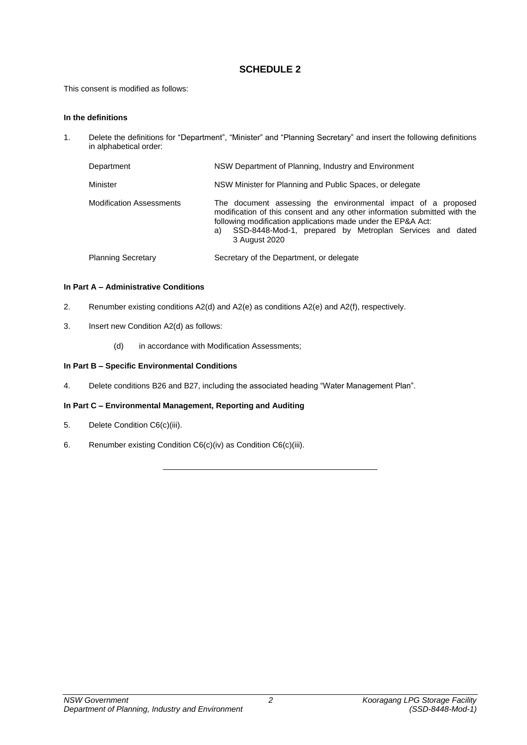# SCHEDULE 2

This consent is modified as follows:

**In the definitions**

1. Delete the definitions for "Department", "Minister" and "Planning Secretary" and insert the following definitions in alphabetical order:

| | |
|---|---|
| Department | NSW Department of Planning, Industry and Environment |
| Minister | NSW Minister for Planning and Public Spaces, or delegate |
| Modification Assessments | The document assessing the environmental impact of a proposed modification of this consent and any other information submitted with the following modification applications made under the EP&A Act:<br>a) SSD-8448-Mod-1, prepared by Metroplan Services and dated 3 August 2020 |
| Planning Secretary | Secretary of the Department, or delegate |

**In Part A – Administrative Conditions**

2. Renumber existing conditions A2(d) and A2(e) as conditions A2(e) and A2(f), respectively.

3. Insert new Condition A2(d) as follows:

   (d) in accordance with Modification Assessments;

**In Part B – Specific Environmental Conditions**

4. Delete conditions B26 and B27, including the associated heading "Water Management Plan".

**In Part C – Environmental Management, Reporting and Auditing**

5. Delete Condition C6(c)(iii).

6. Renumber existing Condition C6(c)(iv) as Condition C6(c)(iii).